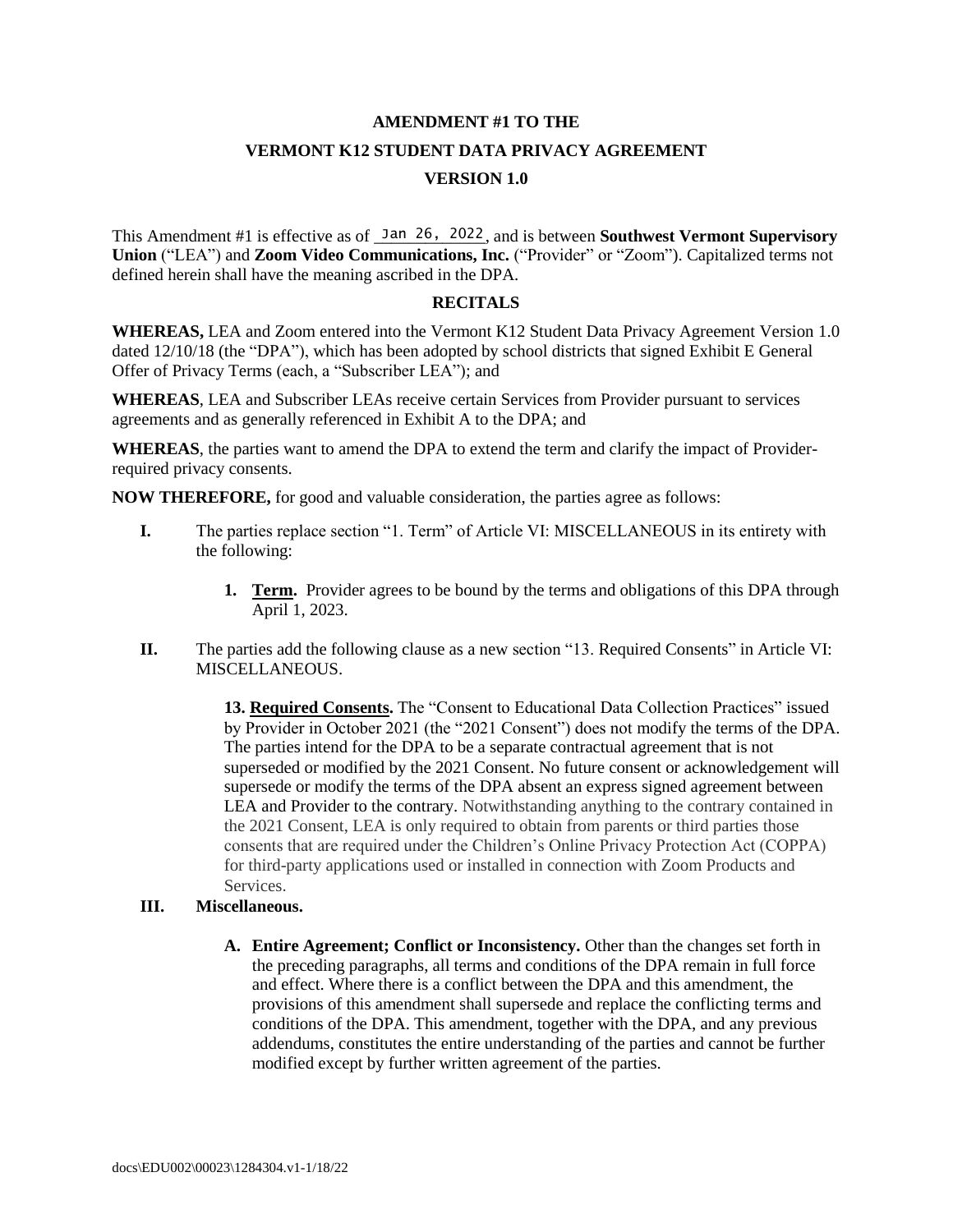# AMENDMENT #1 TO THE
# VERMONT K12 STUDENT DATA PRIVACY AGREEMENT
# VERSION 1.0

This Amendment #1 is effective as of Jan 26, 2022, and is between **Southwest Vermont Supervisory Union** ("LEA") and **Zoom Video Communications, Inc.** ("Provider" or "Zoom"). Capitalized terms not defined herein shall have the meaning ascribed in the DPA.

## RECITALS

**WHEREAS,** LEA and Zoom entered into the Vermont K12 Student Data Privacy Agreement Version 1.0 dated 12/10/18 (the "DPA"), which has been adopted by school districts that signed Exhibit E General Offer of Privacy Terms (each, a "Subscriber LEA"); and

**WHEREAS**, LEA and Subscriber LEAs receive certain Services from Provider pursuant to services agreements and as generally referenced in Exhibit A to the DPA; and

**WHEREAS**, the parties want to amend the DPA to extend the term and clarify the impact of Provider-required privacy consents.

**NOW THEREFORE,** for good and valuable consideration, the parties agree as follows:

**I.** The parties replace section "1. Term" of Article VI: MISCELLANEOUS in its entirety with the following:

> **1. Term.** Provider agrees to be bound by the terms and obligations of this DPA through April 1, 2023.

**II.** The parties add the following clause as a new section "13. Required Consents" in Article VI: MISCELLANEOUS.

> **13. Required Consents.** The "Consent to Educational Data Collection Practices" issued by Provider in October 2021 (the "2021 Consent") does not modify the terms of the DPA. The parties intend for the DPA to be a separate contractual agreement that is not superseded or modified by the 2021 Consent. No future consent or acknowledgement will supersede or modify the terms of the DPA absent an express signed agreement between LEA and Provider to the contrary. Notwithstanding anything to the contrary contained in the 2021 Consent, LEA is only required to obtain from parents or third parties those consents that are required under the Children's Online Privacy Protection Act (COPPA) for third-party applications used or installed in connection with Zoom Products and Services.

**III. Miscellaneous.**

> **A. Entire Agreement; Conflict or Inconsistency.** Other than the changes set forth in the preceding paragraphs, all terms and conditions of the DPA remain in full force and effect. Where there is a conflict between the DPA and this amendment, the provisions of this amendment shall supersede and replace the conflicting terms and conditions of the DPA. This amendment, together with the DPA, and any previous addendums, constitutes the entire understanding of the parties and cannot be further modified except by further written agreement of the parties.

docs\EDU002\00023\1284304.v1-1/18/22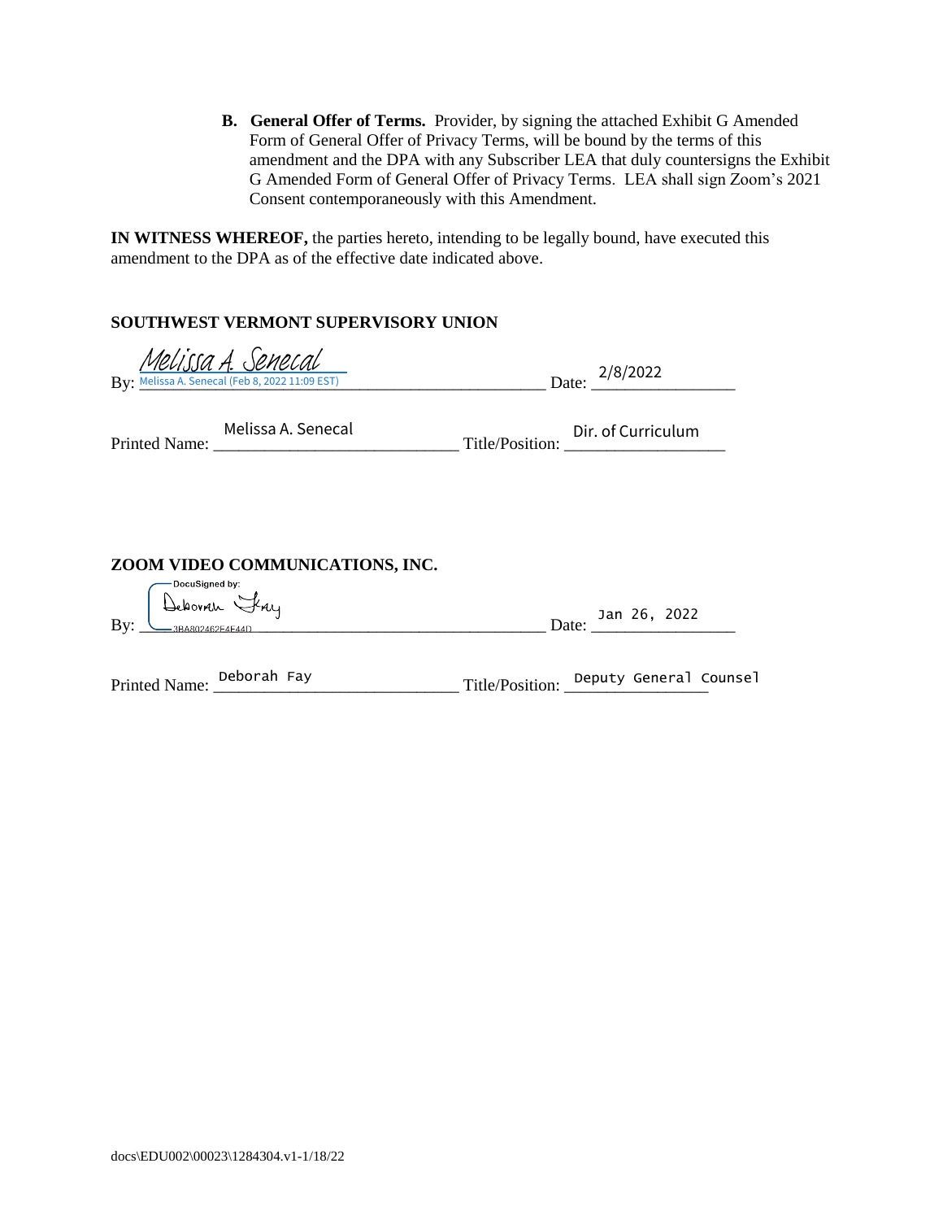**B. General Offer of Terms.** Provider, by signing the attached Exhibit G Amended Form of General Offer of Privacy Terms, will be bound by the terms of this amendment and the DPA with any Subscriber LEA that duly countersigns the Exhibit G Amended Form of General Offer of Privacy Terms. LEA shall sign Zoom's 2021 Consent contemporaneously with this Amendment.

**IN WITNESS WHEREOF,** the parties hereto, intending to be legally bound, have executed this amendment to the DPA as of the effective date indicated above.

**SOUTHWEST VERMONT SUPERVISORY UNION**

By: Melissa A. Senecal
Melissa A. Senecal (Feb 8, 2022 11:09 EST) Date: 2/8/2022

Printed Name: Melissa A. Senecal Title/Position: Dir. of Curriculum

**ZOOM VIDEO COMMUNICATIONS, INC.**

DocuSigned by:
By: Deborah Fay
3BA802462E4E44D Date: Jan 26, 2022

Printed Name: Deborah Fay Title/Position: Deputy General Counsel

docs\EDU002\00023\1284304.v1-1/18/22